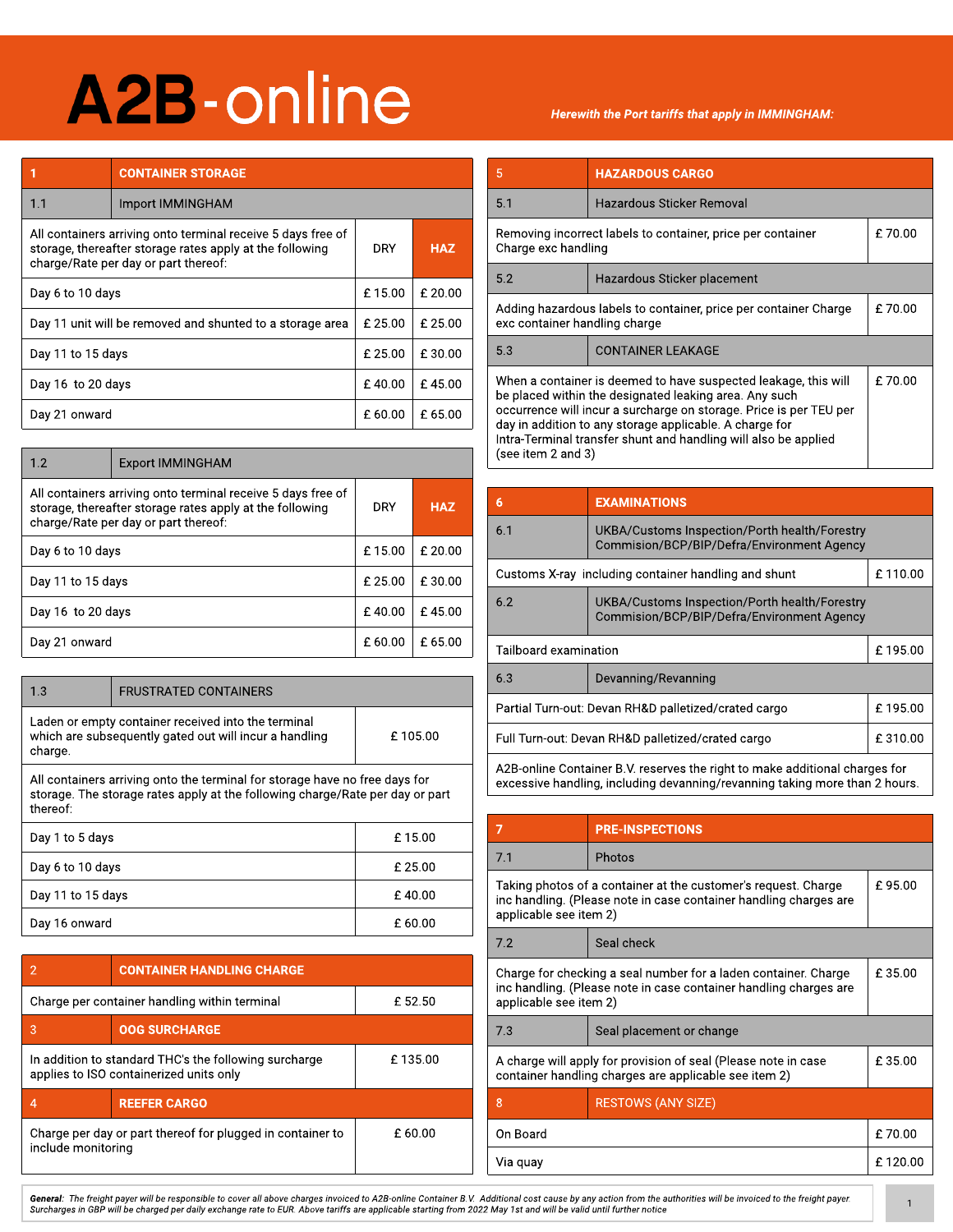# A2B-online

***Herewith the Port tariffs that apply in IMMINGHAM:***

## 1 CONTAINER STORAGE

### 1.1 Import IMMINGHAM

| All containers arriving onto terminal receive 5 days free of storage, thereafter storage rates apply at the following charge/Rate per day or part thereof: | DRY | HAZ |
|---|---|---|
| Day 6 to 10 days | £ 15.00 | £ 20.00 |
| Day 11 unit will be removed and shunted to a storage area | £ 25.00 | £ 25.00 |
| Day 11 to 15 days | £ 25.00 | £ 30.00 |
| Day 16 to 20 days | £ 40.00 | £ 45.00 |
| Day 21 onward | £ 60.00 | £ 65.00 |

### 1.2 Export IMMINGHAM

| All containers arriving onto terminal receive 5 days free of storage, thereafter storage rates apply at the following charge/Rate per day or part thereof: | DRY | HAZ |
|---|---|---|
| Day 6 to 10 days | £ 15.00 | £ 20.00 |
| Day 11 to 15 days | £ 25.00 | £ 30.00 |
| Day 16 to 20 days | £ 40.00 | £ 45.00 |
| Day 21 onward | £ 60.00 | £ 65.00 |

### 1.3 FRUSTRATED CONTAINERS

| | |
|---|---|
| Laden or empty container received into the terminal which are subsequently gated out will incur a handling charge. | £ 105.00 |

All containers arriving onto the terminal for storage have no free days for storage. The storage rates apply at the following charge/Rate per day or part thereof:

| | |
|---|---|
| Day 1 to 5 days | £ 15.00 |
| Day 6 to 10 days | £ 25.00 |
| Day 11 to 15 days | £ 40.00 |
| Day 16 onward | £ 60.00 |

## 2 CONTAINER HANDLING CHARGE

| | |
|---|---|
| Charge per container handling within terminal | £ 52.50 |

## 3 OOG SURCHARGE

| | |
|---|---|
| In addition to standard THC's the following surcharge applies to ISO containerized units only | £ 135.00 |

## 4 REEFER CARGO

| | |
|---|---|
| Charge per day or part thereof for plugged in container to include monitoring | £ 60.00 |

## 5 HAZARDOUS CARGO

### 5.1 Hazardous Sticker Removal

| | |
|---|---|
| Removing incorrect labels to container, price per container Charge exc handling | £ 70.00 |

### 5.2 Hazardous Sticker placement

| | |
|---|---|
| Adding hazardous labels to container, price per container Charge exc container handling charge | £ 70.00 |

### 5.3 CONTAINER LEAKAGE

| | |
|---|---|
| When a container is deemed to have suspected leakage, this will be placed within the designated leaking area. Any such occurrence will incur a surcharge on storage. Price is per TEU per day in addition to any storage applicable. A charge for Intra-Terminal transfer shunt and handling will also be applied (see item 2 and 3) | £ 70.00 |

## 6 EXAMINATIONS

### 6.1 UKBA/Customs Inspection/Porth health/Forestry Commision/BCP/BIP/Defra/Environment Agency

| | |
|---|---|
| Customs X-ray including container handling and shunt | £ 110.00 |

### 6.2 UKBA/Customs Inspection/Porth health/Forestry Commision/BCP/BIP/Defra/Environment Agency

| | |
|---|---|
| Tailboard examination | £ 195.00 |

### 6.3 Devanning/Revanning

| | |
|---|---|
| Partial Turn-out: Devan RH&D palletized/crated cargo | £ 195.00 |
| Full Turn-out: Devan RH&D palletized/crated cargo | £ 310.00 |

A2B-online Container B.V. reserves the right to make additional charges for excessive handling, including devanning/revanning taking more than 2 hours.

## 7 PRE-INSPECTIONS

### 7.1 Photos

| | |
|---|---|
| Taking photos of a container at the customer's request. Charge inc handling. (Please note in case container handling charges are applicable see item 2) | £ 95.00 |

### 7.2 Seal check

| | |
|---|---|
| Charge for checking a seal number for a laden container. Charge inc handling. (Please note in case container handling charges are applicable see item 2) | £ 35.00 |

### 7.3 Seal placement or change

| | |
|---|---|
| A charge will apply for provision of seal (Please note in case container handling charges are applicable see item 2) | £ 35.00 |

## 8 RESTOWS (ANY SIZE)

| | |
|---|---|
| On Board | £ 70.00 |
| Via quay | £ 120.00 |

***General:*** *The freight payer will be responsible to cover all above charges invoiced to A2B-online Container B.V. Additional cost cause by any action from the authorities will be invoiced to the freight payer. Surcharges in GBP will be charged per daily exchange rate to EUR. Above tariffs are applicable starting from 2022 May 1st and will be valid until further notice*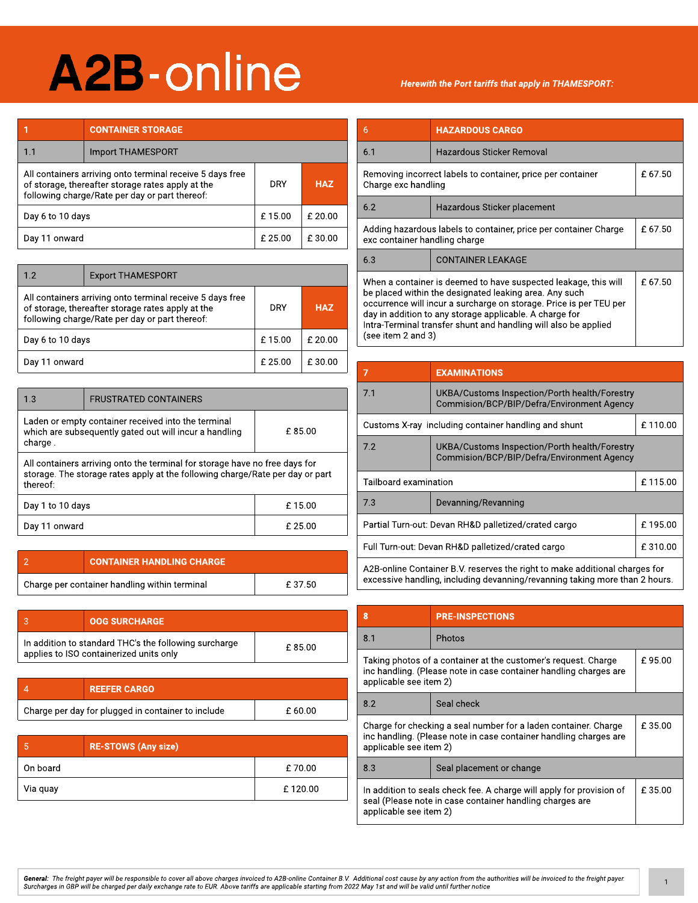# A2B-online

***Herewith the Port tariffs that apply in THAMESPORT:***

| 1 | CONTAINER STORAGE | | |
|---|---|---|---|
| 1.1 | Import THAMESPORT | | |
| All containers arriving onto terminal receive 5 days free of storage, thereafter storage rates apply at the following charge/Rate per day or part thereof: | | DRY | HAZ |
| Day 6 to 10 days | | £ 15.00 | £ 20.00 |
| Day 11 onward | | £ 25.00 | £ 30.00 |

| 1.2 | Export THAMESPORT | | |
|---|---|---|---|
| All containers arriving onto terminal receive 5 days free of storage, thereafter storage rates apply at the following charge/Rate per day or part thereof: | | DRY | HAZ |
| Day 6 to 10 days | | £ 15.00 | £ 20.00 |
| Day 11 onward | | £ 25.00 | £ 30.00 |

| 1.3 | FRUSTRATED CONTAINERS | |
|---|---|---|
| Laden or empty container received into the terminal which are subsequently gated out will incur a handling charge . | | £ 85.00 |
| All containers arriving onto the terminal for storage have no free days for storage. The storage rates apply at the following charge/Rate per day or part thereof: | | |
| Day 1 to 10 days | | £ 15.00 |
| Day 11 onward | | £ 25.00 |

| 2 | CONTAINER HANDLING CHARGE | |
|---|---|---|
| Charge per container handling within terminal | | £ 37.50 |

| 3 | OOG SURCHARGE | |
|---|---|---|
| In addition to standard THC's the following surcharge applies to ISO containerized units only | | £ 85.00 |

| 4 | REEFER CARGO | |
|---|---|---|
| Charge per day for plugged in container to include | | £ 60.00 |

| 5 | RE-STOWS (Any size) | |
|---|---|---|
| On board | | £ 70.00 |
| Via quay | | £ 120.00 |

| 6 | HAZARDOUS CARGO | |
|---|---|---|
| 6.1 | Hazardous Sticker Removal | |
| Removing incorrect labels to container, price per container Charge exc handling | | £ 67.50 |
| 6.2 | Hazardous Sticker placement | |
| Adding hazardous labels to container, price per container Charge exc container handling charge | | £ 67.50 |
| 6.3 | CONTAINER LEAKAGE | |
| When a container is deemed to have suspected leakage, this will be placed within the designated leaking area. Any such occurrence will incur a surcharge on storage. Price is per TEU per day in addition to any storage applicable. A charge for Intra-Terminal transfer shunt and handling will also be applied (see item 2 and 3) | | £ 67.50 |

| 7 | EXAMINATIONS | |
|---|---|---|
| 7.1 | UKBA/Customs Inspection/Porth health/Forestry Commision/BCP/BIP/Defra/Environment Agency | |
| Customs X-ray including container handling and shunt | | £ 110.00 |
| 7.2 | UKBA/Customs Inspection/Porth health/Forestry Commision/BCP/BIP/Defra/Environment Agency | |
| Tailboard examination | | £ 115.00 |
| 7.3 | Devanning/Revanning | |
| Partial Turn-out: Devan RH&D palletized/crated cargo | | £ 195.00 |
| Full Turn-out: Devan RH&D palletized/crated cargo | | £ 310.00 |
| A2B-online Container B.V. reserves the right to make additional charges for excessive handling, including devanning/revanning taking more than 2 hours. | | |

| 8 | PRE-INSPECTIONS | |
|---|---|---|
| 8.1 | Photos | |
| Taking photos of a container at the customer's request. Charge inc handling. (Please note in case container handling charges are applicable see item 2) | | £ 95.00 |
| 8.2 | Seal check | |
| Charge for checking a seal number for a laden container. Charge inc handling. (Please note in case container handling charges are applicable see item 2) | | £ 35.00 |
| 8.3 | Seal placement or change | |
| In addition to seals check fee. A charge will apply for provision of seal (Please note in case container handling charges are applicable see item 2) | | £ 35.00 |

***General**: The freight payer will be responsible to cover all above charges invoiced to A2B-online Container B.V. Additional cost cause by any action from the authorities will be invoiced to the freight payer. Surcharges in GBP will be charged per daily exchange rate to EUR. Above tariffs are applicable starting from 2022 May 1st and will be valid until further notice*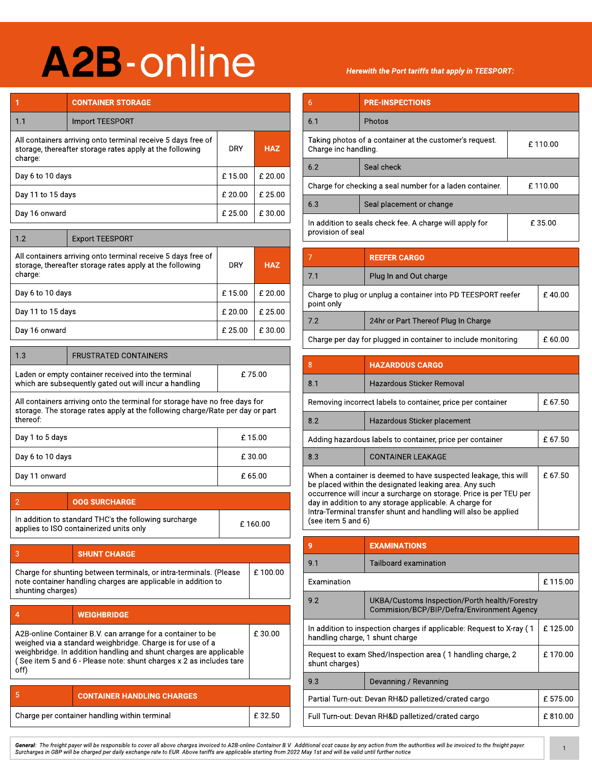# A2B-online

***Herewith the Port tariffs that apply in TEESPORT:***

## 1 CONTAINER STORAGE

| 1.1 | Import TEESPORT | |
|---|---|---|
| All containers arriving onto terminal receive 5 days free of storage, thereafter storage rates apply at the following charge: | DRY | HAZ |
| Day 6 to 10 days | £ 15.00 | £ 20.00 |
| Day 11 to 15 days | £ 20.00 | £ 25.00 |
| Day 16 onward | £ 25.00 | £ 30.00 |

| 1.2 | Export TEESPORT | |
|---|---|---|
| All containers arriving onto terminal receive 5 days free of storage, thereafter storage rates apply at the following charge: | DRY | HAZ |
| Day 6 to 10 days | £ 15.00 | £ 20.00 |
| Day 11 to 15 days | £ 20.00 | £ 25.00 |
| Day 16 onward | £ 25.00 | £ 30.00 |

| 1.3 | FRUSTRATED CONTAINERS |
|---|---|
| Laden or empty container received into the terminal which are subsequently gated out will incur a handling | £ 75.00 |
| All containers arriving onto the terminal for storage have no free days for storage. The storage rates apply at the following charge/Rate per day or part thereof: | |
| Day 1 to 5 days | £ 15.00 |
| Day 6 to 10 days | £ 30.00 |
| Day 11 onward | £ 65.00 |

## 2 OOG SURCHARGE

| | |
|---|---|
| In addition to standard THC's the following surcharge applies to ISO containerized units only | £ 160.00 |

## 3 SHUNT CHARGE

| | |
|---|---|
| Charge for shunting between terminals, or intra-terminals. (Please note container handling charges are applicable in addition to shunting charges) | £ 100.00 |

## 4 WEIGHBRIDGE

| | |
|---|---|
| A2B-online Container B.V. can arrange for a container to be weighed via a standard weighbridge. Charge is for use of a weighbridge. In addition handling and shunt charges are applicable ( See item 5 and 6 - Please note: shunt charges x 2 as includes tare off) | £ 30.00 |

## 5 CONTAINER HANDLING CHARGES

| | |
|---|---|
| Charge per container handling within terminal | £ 32.50 |

## 6 PRE-INSPECTIONS

| 6.1 | Photos |
|---|---|
| Taking photos of a container at the customer's request. Charge inc handling. | £ 110.00 |
| **6.2** | **Seal check** |
| Charge for checking a seal number for a laden container. | £ 110.00 |
| **6.3** | **Seal placement or change** |
| In addition to seals check fee. A charge will apply for provision of seal | £ 35.00 |

## 7 REEFER CARGO

| 7.1 | Plug In and Out charge |
|---|---|
| Charge to plug or unplug a container into PD TEESPORT reefer point only | £ 40.00 |
| **7.2** | **24hr or Part Thereof Plug In Charge** |
| Charge per day for plugged in container to include monitoring | £ 60.00 |

## 8 HAZARDOUS CARGO

| 8.1 | Hazardous Sticker Removal |
|---|---|
| Removing incorrect labels to container, price per container | £ 67.50 |
| **8.2** | **Hazardous Sticker placement** |
| Adding hazardous labels to container, price per container | £ 67.50 |
| **8.3** | **CONTAINER LEAKAGE** |
| When a container is deemed to have suspected leakage, this will be placed within the designated leaking area. Any such occurrence will incur a surcharge on storage. Price is per TEU per day in addition to any storage applicable. A charge for Intra-Terminal transfer shunt and handling will also be applied (see item 5 and 6) | £ 67.50 |

## 9 EXAMINATIONS

| 9.1 | Tailboard examination |
|---|---|
| Examination | £ 115.00 |
| **9.2** | **UKBA/Customs Inspection/Porth health/Forestry Commision/BCP/BIP/Defra/Environment Agency** |
| In addition to inspection charges if applicable: Request to X-ray ( 1 handling charge, 1 shunt charge | £ 125.00 |
| Request to exam Shed/Inspection area ( 1 handling charge, 2 shunt charges) | £ 170.00 |
| **9.3** | **Devanning / Revanning** |
| Partial Turn-out: Devan RH&D palletized/crated cargo | £ 575.00 |
| Full Turn-out: Devan RH&D palletized/crated cargo | £ 810.00 |

***General:** The freight payer will be responsible to cover all above charges invoiced to A2B-online Container B.V. Additional cost cause by any action from the authorities will be invoiced to the freight payer. Surcharges in GBP will be charged per daily exchange rate to EUR. Above tariffs are applicable starting from 2022 May 1st and will be valid until further notice*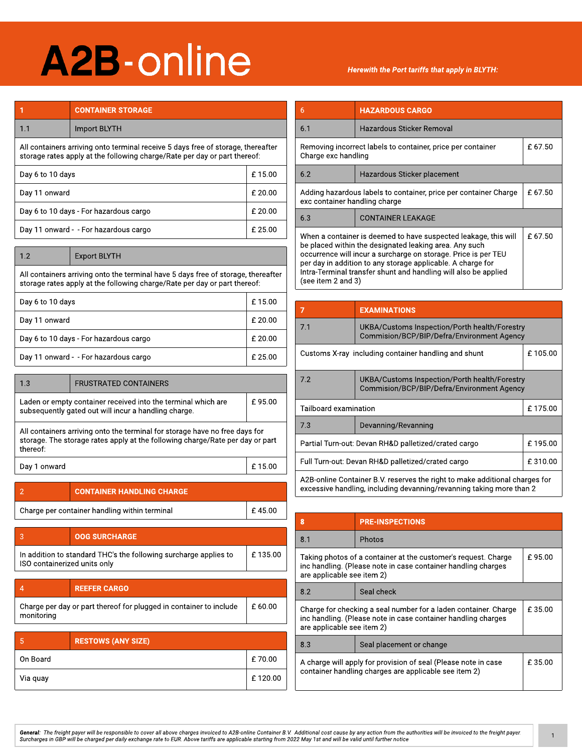# A2B-online

***Herewith the Port tariffs that apply in BLYTH:***

## 1 CONTAINER STORAGE

### 1.1 Import BLYTH

All containers arriving onto terminal receive 5 days free of storage, thereafter storage rates apply at the following charge/Rate per day or part thereof:

| | |
|---|---|
| Day 6 to 10 days | £ 15.00 |
| Day 11 onward | £ 20.00 |
| Day 6 to 10 days - For hazardous cargo | £ 20.00 |
| Day 11 onward - - For hazardous cargo | £ 25.00 |

### 1.2 Export BLYTH

All containers arriving onto the terminal have 5 days free of storage, thereafter storage rates apply at the following charge/Rate per day or part thereof:

| | |
|---|---|
| Day 6 to 10 days | £ 15.00 |
| Day 11 onward | £ 20.00 |
| Day 6 to 10 days - For hazardous cargo | £ 20.00 |
| Day 11 onward - - For hazardous cargo | £ 25.00 |

### 1.3 FRUSTRATED CONTAINERS

| | |
|---|---|
| Laden or empty container received into the terminal which are subsequently gated out will incur a handling charge. | £ 95.00 |

All containers arriving onto the terminal for storage have no free days for storage. The storage rates apply at the following charge/Rate per day or part thereof:

| | |
|---|---|
| Day 1 onward | £ 15.00 |

## 2 CONTAINER HANDLING CHARGE

| | |
|---|---|
| Charge per container handling within terminal | £ 45.00 |

## 3 OOG SURCHARGE

| | |
|---|---|
| In addition to standard THC's the following surcharge applies to ISO containerized units only | £ 135.00 |

## 4 REEFER CARGO

| | |
|---|---|
| Charge per day or part thereof for plugged in container to include monitoring | £ 60.00 |

## 5 RESTOWS (ANY SIZE)

| | |
|---|---|
| On Board | £ 70.00 |
| Via quay | £ 120.00 |

## 6 HAZARDOUS CARGO

### 6.1 Hazardous Sticker Removal

| | |
|---|---|
| Removing incorrect labels to container, price per container Charge exc handling | £ 67.50 |

### 6.2 Hazardous Sticker placement

| | |
|---|---|
| Adding hazardous labels to container, price per container Charge exc container handling charge | £ 67.50 |

### 6.3 CONTAINER LEAKAGE

| | |
|---|---|
| When a container is deemed to have suspected leakage, this will be placed within the designated leaking area. Any such occurrence will incur a surcharge on storage. Price is per TEU per day in addition to any storage applicable. A charge for Intra-Terminal transfer shunt and handling will also be applied (see item 2 and 3) | £ 67.50 |

## 7 EXAMINATIONS

### 7.1 UKBA/Customs Inspection/Porth health/Forestry Commision/BCP/BIP/Defra/Environment Agency

| | |
|---|---|
| Customs X-ray including container handling and shunt | £ 105.00 |

### 7.2 UKBA/Customs Inspection/Porth health/Forestry Commision/BCP/BIP/Defra/Environment Agency

| | |
|---|---|
| Tailboard examination | £ 175.00 |

### 7.3 Devanning/Revanning

| | |
|---|---|
| Partial Turn-out: Devan RH&D palletized/crated cargo | £ 195.00 |
| Full Turn-out: Devan RH&D palletized/crated cargo | £ 310.00 |

A2B-online Container B.V. reserves the right to make additional charges for excessive handling, including devanning/revanning taking more than 2

## 8 PRE-INSPECTIONS

### 8.1 Photos

| | |
|---|---|
| Taking photos of a container at the customer's request. Charge inc handling. (Please note in case container handling charges are applicable see item 2) | £ 95.00 |

### 8.2 Seal check

| | |
|---|---|
| Charge for checking a seal number for a laden container. Charge inc handling. (Please note in case container handling charges are applicable see item 2) | £ 35.00 |

### 8.3 Seal placement or change

| | |
|---|---|
| A charge will apply for provision of seal (Please note in case container handling charges are applicable see item 2) | £ 35.00 |

***General:*** *The freight payer will be responsible to cover all above charges invoiced to A2B-online Container B.V. Additional cost cause by any action from the authorities will be invoiced to the freight payer. Surcharges in GBP will be charged per daily exchange rate to EUR. Above tariffs are applicable starting from 2022 May 1st and will be valid until further notice*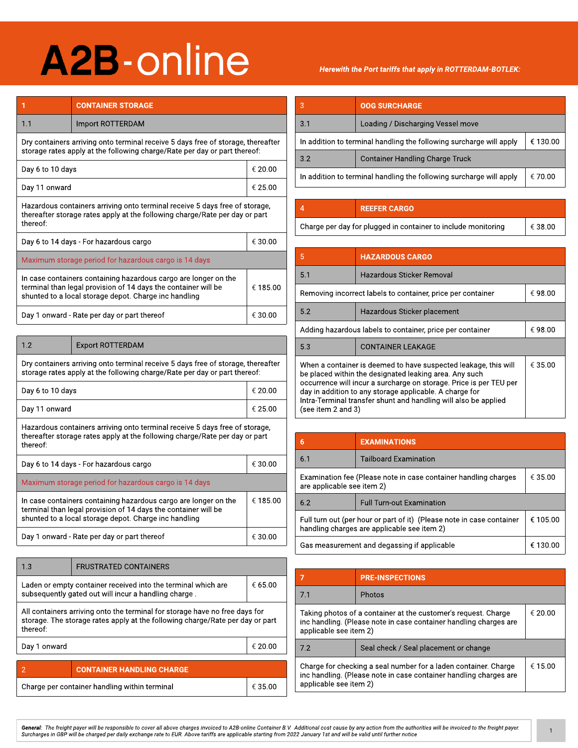# A2B-online

***Herewith the Port tariffs that apply in ROTTERDAM-BOTLEK:***

| 1 | CONTAINER STORAGE |
|---|---|
| 1.1 | Import ROTTERDAM |

| | |
|---|---|
| Dry containers arriving onto terminal receive 5 days free of storage, thereafter storage rates apply at the following charge/Rate per day or part thereof: | |
| Day 6 to 10 days | € 20.00 |
| Day 11 onward | € 25.00 |
| Hazardous containers arriving onto terminal receive 5 days free of storage, thereafter storage rates apply at the following charge/Rate per day or part thereof: | |
| Day 6 to 14 days - For hazardous cargo | € 30.00 |
| Maximum storage period for hazardous cargo is 14 days | |
| In case containers containing hazardous cargo are longer on the terminal than legal provision of 14 days the container will be shunted to a local storage depot. Charge inc handling | € 185.00 |
| Day 1 onward - Rate per day or part thereof | € 30.00 |

| 1.2 | Export ROTTERDAM |
|---|---|

| | |
|---|---|
| Dry containers arriving onto terminal receive 5 days free of storage, thereafter storage rates apply at the following charge/Rate per day or part thereof: | |
| Day 6 to 10 days | € 20.00 |
| Day 11 onward | € 25.00 |
| Hazardous containers arriving onto terminal receive 5 days free of storage, thereafter storage rates apply at the following charge/Rate per day or part thereof: | |
| Day 6 to 14 days - For hazardous cargo | € 30.00 |
| Maximum storage period for hazardous cargo is 14 days | |
| In case containers containing hazardous cargo are longer on the terminal than legal provision of 14 days the container will be shunted to a local storage depot. Charge inc handling | € 185.00 |
| Day 1 onward - Rate per day or part thereof | € 30.00 |

| 1.3 | FRUSTRATED CONTAINERS |
|---|---|

| | |
|---|---|
| Laden or empty container received into the terminal which are subsequently gated out will incur a handling charge . | € 65.00 |
| All containers arriving onto the terminal for storage have no free days for storage. The storage rates apply at the following charge/Rate per day or part thereof: | |
| Day 1 onward | € 20.00 |

| 2 | CONTAINER HANDLING CHARGE |
|---|---|

| | |
|---|---|
| Charge per container handling within terminal | € 35.00 |

| 3 | OOG SURCHARGE |
|---|---|

| | |
|---|---|
| 3.1 Loading / Discharging Vessel move | |
| In addition to terminal handling the following surcharge will apply | € 130.00 |
| 3.2 Container Handling Charge Truck | |
| In addition to terminal handling the following surcharge will apply | € 70.00 |

| 4 | REEFER CARGO |
|---|---|

| | |
|---|---|
| Charge per day for plugged in container to include monitoring | € 38.00 |

| 5 | HAZARDOUS CARGO |
|---|---|

| | |
|---|---|
| 5.1 Hazardous Sticker Removal | |
| Removing incorrect labels to container, price per container | € 98.00 |
| 5.2 Hazardous Sticker placement | |
| Adding hazardous labels to container, price per container | € 98.00 |
| 5.3 CONTAINER LEAKAGE | |
| When a container is deemed to have suspected leakage, this will be placed within the designated leaking area. Any such occurrence will incur a surcharge on storage. Price is per TEU per day in addition to any storage applicable. A charge for Intra-Terminal transfer shunt and handling will also be applied (see item 2 and 3) | € 35.00 |

| 6 | EXAMINATIONS |
|---|---|

| | |
|---|---|
| 6.1 Tailboard Examination | |
| Examination fee (Please note in case container handling charges are applicable see item 2) | € 35.00 |
| 6.2 Full Turn-out Examination | |
| Full turn out (per hour or part of it) (Please note in case container handling charges are applicable see item 2) | € 105.00 |
| Gas measurement and degassing if applicable | € 130.00 |

| 7 | PRE-INSPECTIONS |
|---|---|

| | |
|---|---|
| 7.1 Photos | |
| Taking photos of a container at the customer's request. Charge inc handling. (Please note in case container handling charges are applicable see item 2) | € 20.00 |
| 7.2 Seal check / Seal placement or change | |
| Charge for checking a seal number for a laden container. Charge inc handling. (Please note in case container handling charges are applicable see item 2) | € 15.00 |

***General:** The freight payer will be responsible to cover all above charges invoiced to A2B-online Container B.V. Additional cost cause by any action from the authorities will be invoiced to the freight payer. Surcharges in GBP will be charged per daily exchange rate to EUR. Above tariffs are applicable starting from 2022 January 1st and will be valid until further notice*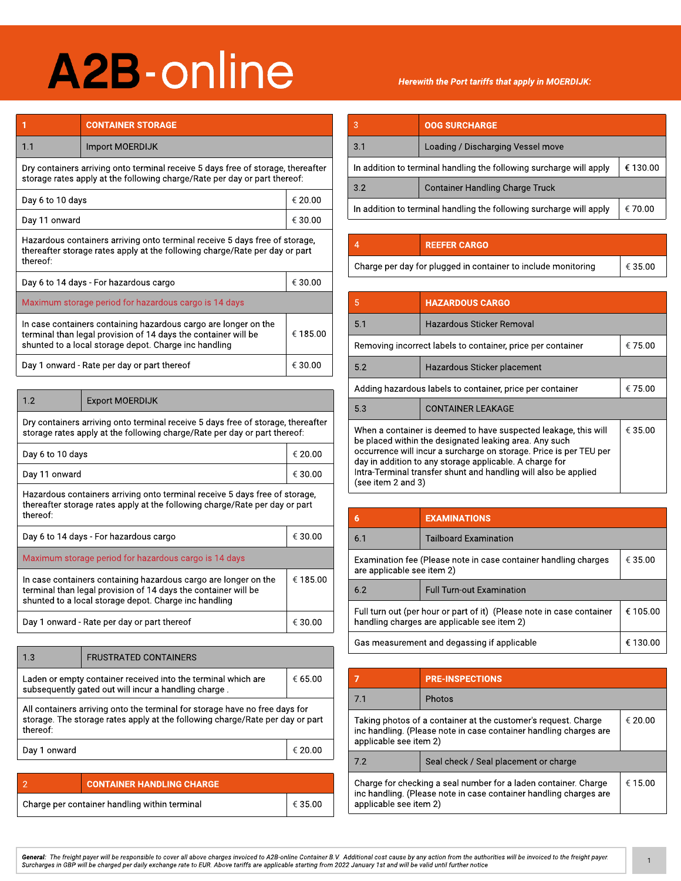# A2B-online

***Herewith the Port tariffs that apply in MOERDIJK:***

| 1 | CONTAINER STORAGE | |
|---|---|---|
| 1.1 | Import MOERDIJK | |
| Dry containers arriving onto terminal receive 5 days free of storage, thereafter storage rates apply at the following charge/Rate per day or part thereof: | | |
| Day 6 to 10 days | | € 20.00 |
| Day 11 onward | | € 30.00 |
| Hazardous containers arriving onto terminal receive 5 days free of storage, thereafter storage rates apply at the following charge/Rate per day or part thereof: | | |
| Day 6 to 14 days - For hazardous cargo | | € 30.00 |
| Maximum storage period for hazardous cargo is 14 days | | |
| In case containers containing hazardous cargo are longer on the terminal than legal provision of 14 days the container will be shunted to a local storage depot. Charge inc handling | | € 185.00 |
| Day 1 onward - Rate per day or part thereof | | € 30.00 |

| 1.2 | Export MOERDIJK | |
|---|---|---|
| Dry containers arriving onto terminal receive 5 days free of storage, thereafter storage rates apply at the following charge/Rate per day or part thereof: | | |
| Day 6 to 10 days | | € 20.00 |
| Day 11 onward | | € 30.00 |
| Hazardous containers arriving onto terminal receive 5 days free of storage, thereafter storage rates apply at the following charge/Rate per day or part thereof: | | |
| Day 6 to 14 days - For hazardous cargo | | € 30.00 |
| Maximum storage period for hazardous cargo is 14 days | | |
| In case containers containing hazardous cargo are longer on the terminal than legal provision of 14 days the container will be shunted to a local storage depot. Charge inc handling | | € 185.00 |
| Day 1 onward - Rate per day or part thereof | | € 30.00 |

| 1.3 | FRUSTRATED CONTAINERS | |
|---|---|---|
| Laden or empty container received into the terminal which are subsequently gated out will incur a handling charge . | | € 65.00 |
| All containers arriving onto the terminal for storage have no free days for storage. The storage rates apply at the following charge/Rate per day or part thereof: | | |
| Day 1 onward | | € 20.00 |

| 2 | CONTAINER HANDLING CHARGE | |
|---|---|---|
| Charge per container handling within terminal | | € 35.00 |

| 3 | OOG SURCHARGE | |
|---|---|---|
| 3.1 | Loading / Discharging Vessel move | |
| In addition to terminal handling the following surcharge will apply | | € 130.00 |
| 3.2 | Container Handling Charge Truck | |
| In addition to terminal handling the following surcharge will apply | | € 70.00 |

| 4 | REEFER CARGO | |
|---|---|---|
| Charge per day for plugged in container to include monitoring | | € 35.00 |

| 5 | HAZARDOUS CARGO | |
|---|---|---|
| 5.1 | Hazardous Sticker Removal | |
| Removing incorrect labels to container, price per container | | € 75.00 |
| 5.2 | Hazardous Sticker placement | |
| Adding hazardous labels to container, price per container | | € 75.00 |
| 5.3 | CONTAINER LEAKAGE | |
| When a container is deemed to have suspected leakage, this will be placed within the designated leaking area. Any such occurrence will incur a surcharge on storage. Price is per TEU per day in addition to any storage applicable. A charge for Intra-Terminal transfer shunt and handling will also be applied (see item 2 and 3) | | € 35.00 |

| 6 | EXAMINATIONS | |
|---|---|---|
| 6.1 | Tailboard Examination | |
| Examination fee (Please note in case container handling charges are applicable see item 2) | | € 35.00 |
| 6.2 | Full Turn-out Examination | |
| Full turn out (per hour or part of it) (Please note in case container handling charges are applicable see item 2) | | € 105.00 |
| Gas measurement and degassing if applicable | | € 130.00 |

| 7 | PRE-INSPECTIONS | |
|---|---|---|
| 7.1 | Photos | |
| Taking photos of a container at the customer's request. Charge inc handling. (Please note in case container handling charges are applicable see item 2) | | € 20.00 |
| 7.2 | Seal check / Seal placement or charge | |
| Charge for checking a seal number for a laden container. Charge inc handling. (Please note in case container handling charges are applicable see item 2) | | € 15.00 |

***General:** The freight payer will be responsible to cover all above charges invoiced to A2B-online Container B.V. Additional cost cause by any action from the authorities will be invoiced to the freight payer. Surcharges in GBP will be charged per daily exchange rate to EUR. Above tariffs are applicable starting from 2022 January 1st and will be valid until further notice*